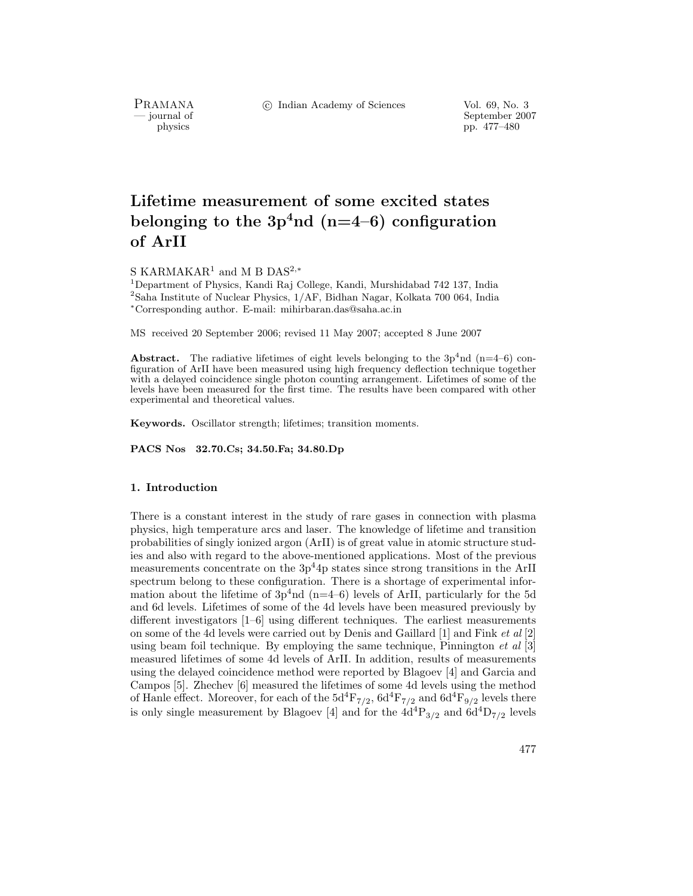# Lifetime measurement of some excited states belonging to the $3p^4nd$ (n=4–6) configuration of ArII

S KARMAKAR[1] and M B DAS[2,*]

[1]Department of Physics, Kandi Raj College, Kandi, Murshidabad 742 137, India
[2]Saha Institute of Nuclear Physics, 1/AF, Bidhan Nagar, Kolkata 700 064, India
[*]Corresponding author. E-mail: mihirbaran.das@saha.ac.in

MS received 20 September 2006; revised 11 May 2007; accepted 8 June 2007

**Abstract.** The radiative lifetimes of eight levels belonging to the $3p^4nd$ (n=4–6) configuration of ArII have been measured using high frequency deflection technique together with a delayed coincidence single photon counting arrangement. Lifetimes of some of the levels have been measured for the first time. The results have been compared with other experimental and theoretical values.

**Keywords.** Oscillator strength; lifetimes; transition moments.

**PACS Nos** 32.70.Cs; 34.50.Fa; 34.80.Dp

## 1. Introduction

There is a constant interest in the study of rare gases in connection with plasma physics, high temperature arcs and laser. The knowledge of lifetime and transition probabilities of singly ionized argon (ArII) is of great value in atomic structure studies and also with regard to the above-mentioned applications. Most of the previous measurements concentrate on the $3p^44p$ states since strong transitions in the ArII spectrum belong to these configuration. There is a shortage of experimental information about the lifetime of $3p^4nd$ (n=4–6) levels of ArII, particularly for the 5d and 6d levels. Lifetimes of some of the 4d levels have been measured previously by different investigators [1–6] using different techniques. The earliest measurements on some of the 4d levels were carried out by Denis and Gaillard [1] and Fink *et al* [2] using beam foil technique. By employing the same technique, Pinnington *et al* [3] measured lifetimes of some 4d levels of ArII. In addition, results of measurements using the delayed coincidence method were reported by Blagoev [4] and Garcia and Campos [5]. Zhechev [6] measured the lifetimes of some 4d levels using the method of Hanle effect. Moreover, for each of the $5d^4F_{7/2}$, $6d^4F_{7/2}$ and $6d^4F_{9/2}$ levels there is only single measurement by Blagoev [4] and for the $4d^4P_{3/2}$ and $6d^4D_{7/2}$ levels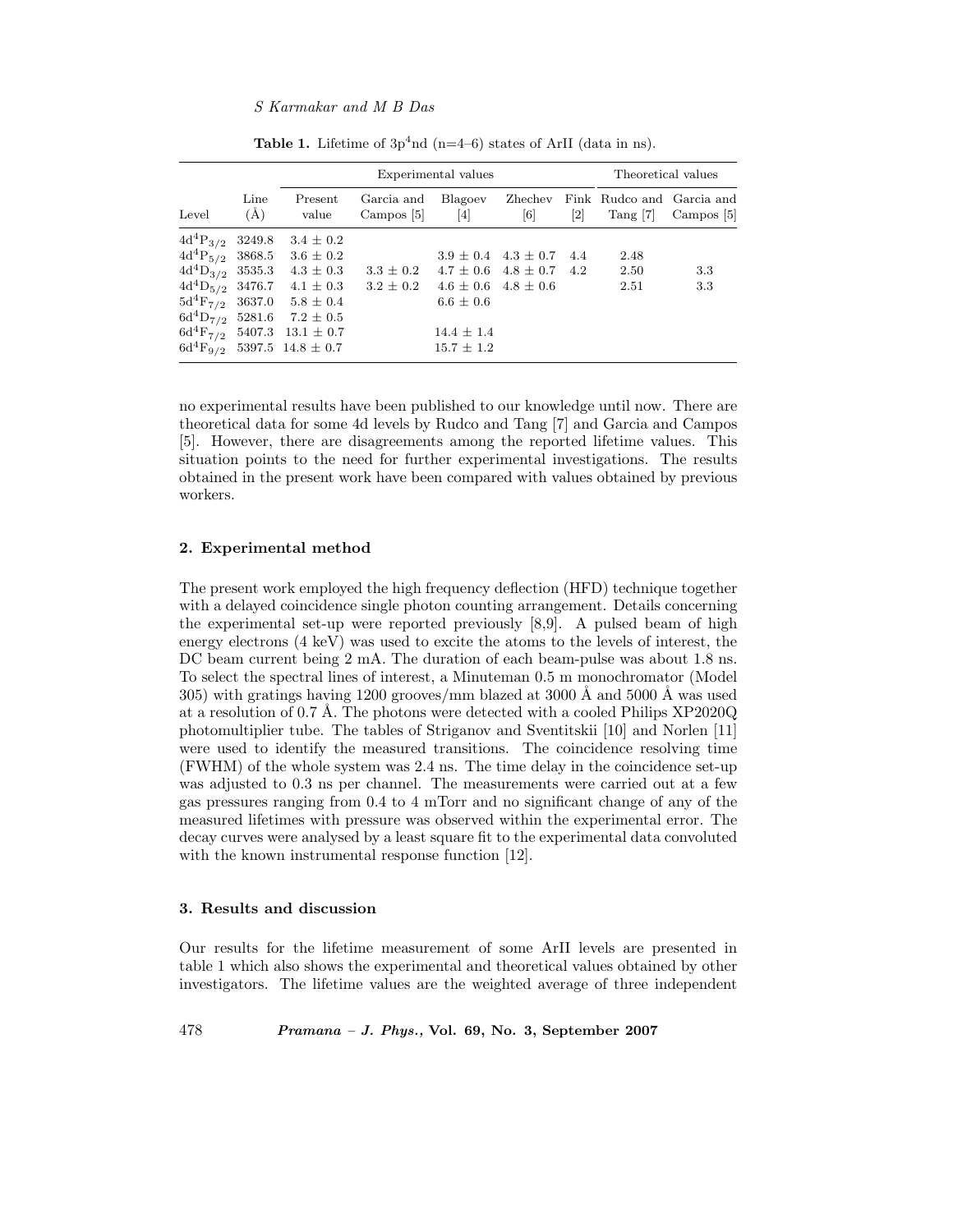**Table 1.** Lifetime of $3p^4nd$ (n=4–6) states of ArII (data in ns).

| | | Experimental values | | | | | Theoretical values | |
|---|---|---|---|---|---|---|---|---|
| Level | Line (Å) | Present value | Garcia and Campos [5] | Blagoev [4] | Zhechev [6] | Fink [2] | Rudco and Tang [7] | Garcia and Campos [5] |
| $4d^4P_{3/2}$ | 3249.8 | $3.4 \pm 0.2$ | | | | | | |
| $4d^4P_{5/2}$ | 3868.5 | $3.6 \pm 0.2$ | | $3.9 \pm 0.4$ | $4.3 \pm 0.7$ | 4.4 | 2.48 | |
| $4d^4D_{3/2}$ | 3535.3 | $4.3 \pm 0.3$ | $3.3 \pm 0.2$ | $4.7 \pm 0.6$ | $4.8 \pm 0.7$ | 4.2 | 2.50 | 3.3 |
| $4d^4D_{5/2}$ | 3476.7 | $4.1 \pm 0.3$ | $3.2 \pm 0.2$ | $4.6 \pm 0.6$ | $4.8 \pm 0.6$ | | 2.51 | 3.3 |
| $5d^4F_{7/2}$ | 3637.0 | $5.8 \pm 0.4$ | | $6.6 \pm 0.6$ | | | | |
| $6d^4D_{7/2}$ | 5281.6 | $7.2 \pm 0.5$ | | | | | | |
| $6d^4F_{7/2}$ | 5407.3 | $13.1 \pm 0.7$ | | $14.4 \pm 1.4$ | | | | |
| $6d^4F_{9/2}$ | 5397.5 | $14.8 \pm 0.7$ | | $15.7 \pm 1.2$ | | | | |

no experimental results have been published to our knowledge until now. There are theoretical data for some 4d levels by Rudco and Tang [7] and Garcia and Campos [5]. However, there are disagreements among the reported lifetime values. This situation points to the need for further experimental investigations. The results obtained in the present work have been compared with values obtained by previous workers.

## 2. Experimental method

The present work employed the high frequency deflection (HFD) technique together with a delayed coincidence single photon counting arrangement. Details concerning the experimental set-up were reported previously [8,9]. A pulsed beam of high energy electrons (4 keV) was used to excite the atoms to the levels of interest, the DC beam current being 2 mA. The duration of each beam-pulse was about 1.8 ns. To select the spectral lines of interest, a Minuteman 0.5 m monochromator (Model 305) with gratings having 1200 grooves/mm blazed at 3000 Å and 5000 Å was used at a resolution of 0.7 Å. The photons were detected with a cooled Philips XP2020Q photomultiplier tube. The tables of Striganov and Sventitskii [10] and Norlen [11] were used to identify the measured transitions. The coincidence resolving time (FWHM) of the whole system was 2.4 ns. The time delay in the coincidence set-up was adjusted to 0.3 ns per channel. The measurements were carried out at a few gas pressures ranging from 0.4 to 4 mTorr and no significant change of any of the measured lifetimes with pressure was observed within the experimental error. The decay curves were analysed by a least square fit to the experimental data convoluted with the known instrumental response function [12].

## 3. Results and discussion

Our results for the lifetime measurement of some ArII levels are presented in table 1 which also shows the experimental and theoretical values obtained by other investigators. The lifetime values are the weighted average of three independent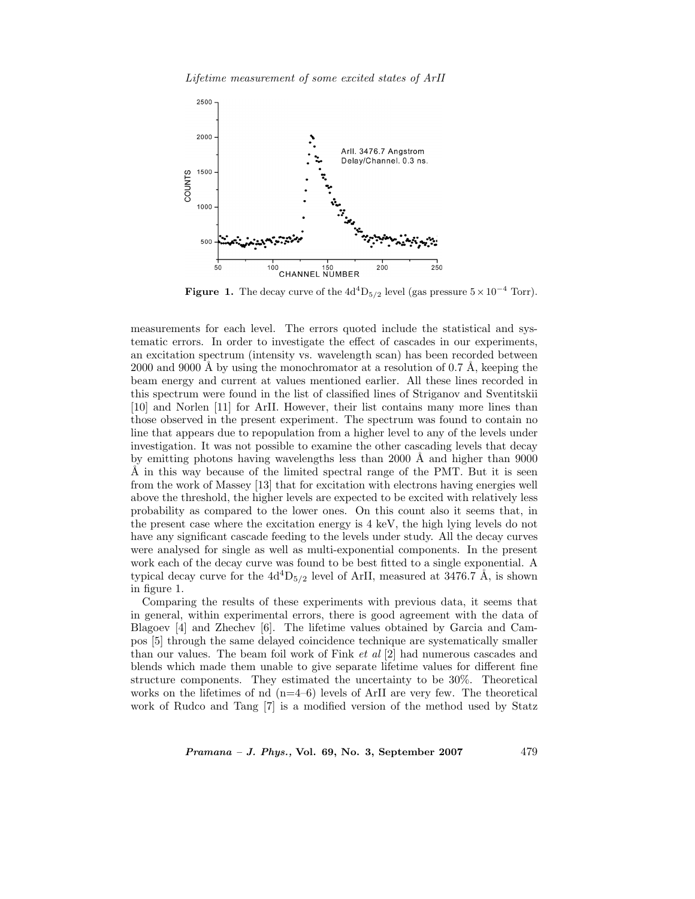**Figure 1.** The decay curve of the $4d^4D_{5/2}$ level (gas pressure $5 \times 10^{-4}$ Torr).

measurements for each level. The errors quoted include the statistical and systematic errors. In order to investigate the effect of cascades in our experiments, an excitation spectrum (intensity vs. wavelength scan) has been recorded between 2000 and 9000 Å by using the monochromator at a resolution of 0.7 Å, keeping the beam energy and current at values mentioned earlier. All these lines recorded in this spectrum were found in the list of classified lines of Striganov and Sventitskii [10] and Norlen [11] for ArII. However, their list contains many more lines than those observed in the present experiment. The spectrum was found to contain no line that appears due to repopulation from a higher level to any of the levels under investigation. It was not possible to examine the other cascading levels that decay by emitting photons having wavelengths less than 2000 Å and higher than 9000 Å in this way because of the limited spectral range of the PMT. But it is seen from the work of Massey [13] that for excitation with electrons having energies well above the threshold, the higher levels are expected to be excited with relatively less probability as compared to the lower ones. On this count also it seems that, in the present case where the excitation energy is 4 keV, the high lying levels do not have any significant cascade feeding to the levels under study. All the decay curves were analysed for single as well as multi-exponential components. In the present work each of the decay curve was found to be best fitted to a single exponential. A typical decay curve for the $4d^4D_{5/2}$ level of ArII, measured at 3476.7 Å, is shown in figure 1.

Comparing the results of these experiments with previous data, it seems that in general, within experimental errors, there is good agreement with the data of Blagoev [4] and Zhechev [6]. The lifetime values obtained by Garcia and Campos [5] through the same delayed coincidence technique are systematically smaller than our values. The beam foil work of Fink *et al* [2] had numerous cascades and blends which made them unable to give separate lifetime values for different fine structure components. They estimated the uncertainty to be 30%. Theoretical works on the lifetimes of nd (n=4–6) levels of ArII are very few. The theoretical work of Rudco and Tang [7] is a modified version of the method used by Statz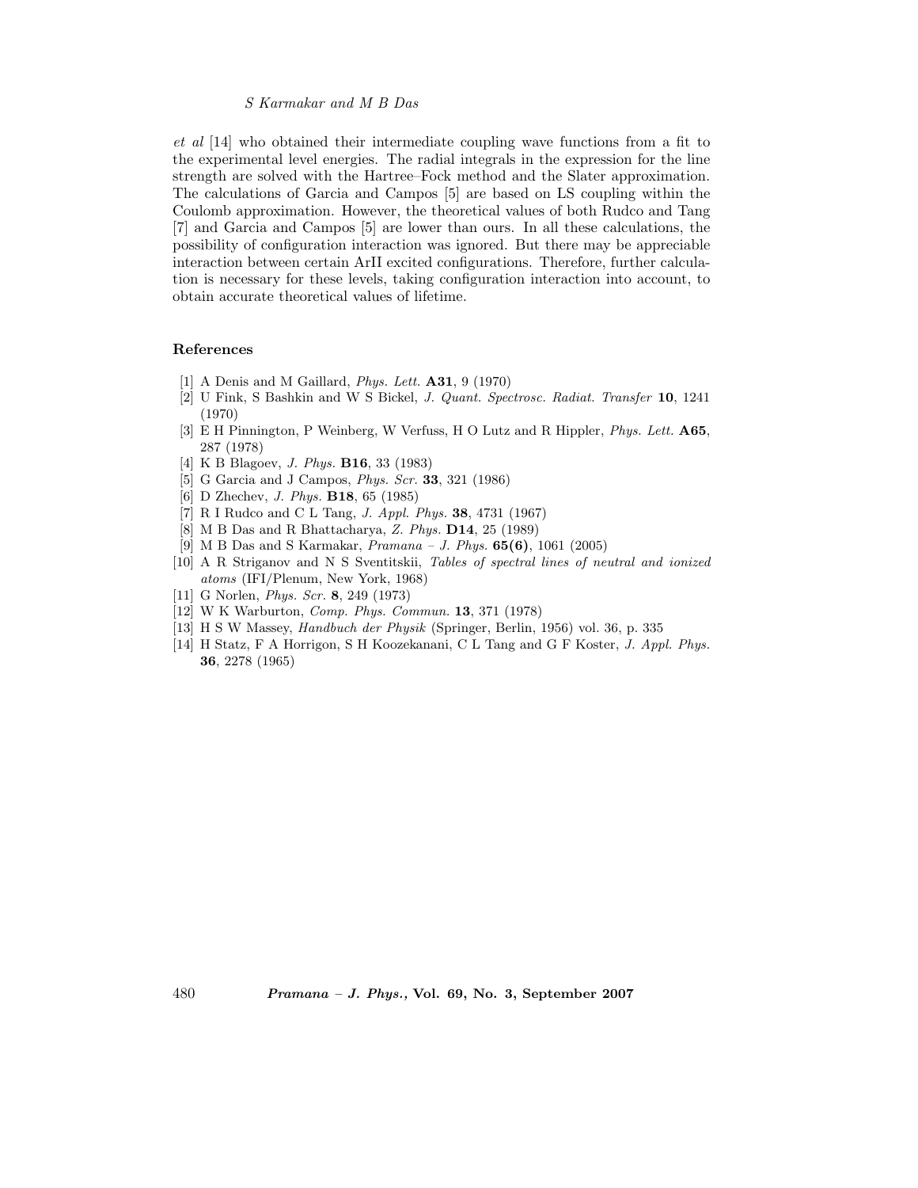*et al* [14] who obtained their intermediate coupling wave functions from a fit to the experimental level energies. The radial integrals in the expression for the line strength are solved with the Hartree–Fock method and the Slater approximation. The calculations of Garcia and Campos [5] are based on LS coupling within the Coulomb approximation. However, the theoretical values of both Rudco and Tang [7] and Garcia and Campos [5] are lower than ours. In all these calculations, the possibility of configuration interaction was ignored. But there may be appreciable interaction between certain ArII excited configurations. Therefore, further calculation is necessary for these levels, taking configuration interaction into account, to obtain accurate theoretical values of lifetime.

## References

[1] A Denis and M Gaillard, *Phys. Lett.* **A31**, 9 (1970)

[2] U Fink, S Bashkin and W S Bickel, *J. Quant. Spectrosc. Radiat. Transfer* **10**, 1241 (1970)

[3] E H Pinnington, P Weinberg, W Verfuss, H O Lutz and R Hippler, *Phys. Lett.* **A65**, 287 (1978)

[4] K B Blagoev, *J. Phys.* **B16**, 33 (1983)

[5] G Garcia and J Campos, *Phys. Scr.* **33**, 321 (1986)

[6] D Zhechev, *J. Phys.* **B18**, 65 (1985)

[7] R I Rudco and C L Tang, *J. Appl. Phys.* **38**, 4731 (1967)

[8] M B Das and R Bhattacharya, *Z. Phys.* **D14**, 25 (1989)

[9] M B Das and S Karmakar, *Pramana – J. Phys.* **65(6)**, 1061 (2005)

[10] A R Striganov and N S Sventitskii, *Tables of spectral lines of neutral and ionized atoms* (IFI/Plenum, New York, 1968)

[11] G Norlen, *Phys. Scr.* **8**, 249 (1973)

[12] W K Warburton, *Comp. Phys. Commun.* **13**, 371 (1978)

[13] H S W Massey, *Handbuch der Physik* (Springer, Berlin, 1956) vol. 36, p. 335

[14] H Statz, F A Horrigon, S H Koozekanani, C L Tang and G F Koster, *J. Appl. Phys.* **36**, 2278 (1965)